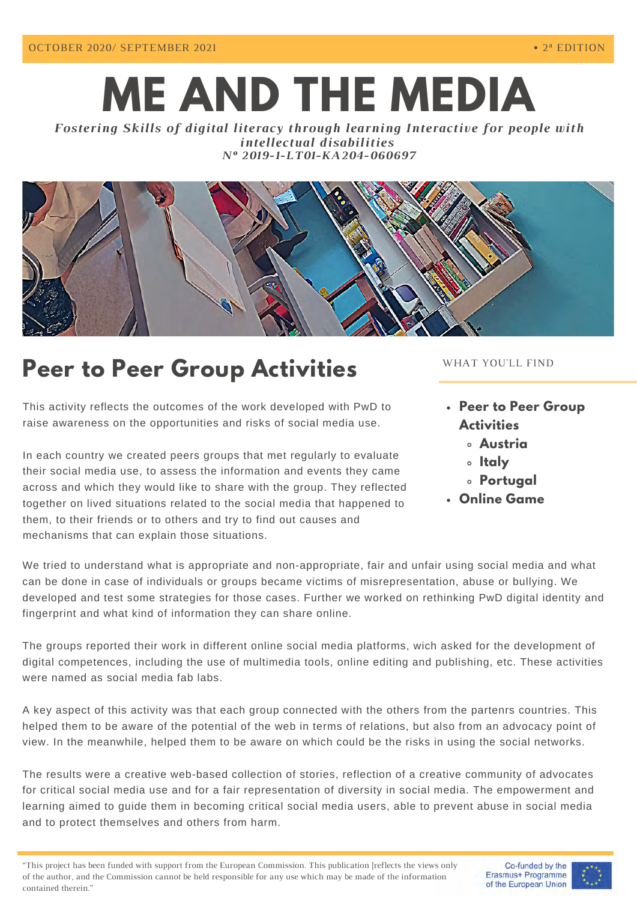OCTOBER 2020/ SEPTEMBER 2021 • 2ª EDITION

# ME AND THE MEDIA

***Fostering Skills of digital literacy through learning Interactive for people with intellectual disabilities***
***Nº 2019-1-LT01-KA204-060697***

## Peer to Peer Group Activities

WHAT YOU'LL FIND

- **Peer to Peer Group Activities**
  - **Austria**
  - **Italy**
  - **Portugal**
- **Online Game**

This activity reflects the outcomes of the work developed with PwD to raise awareness on the opportunities and risks of social media use.

In each country we created peers groups that met regularly to evaluate their social media use, to assess the information and events they came across and which they would like to share with the group. They reflected together on lived situations related to the social media that happened to them, to their friends or to others and try to find out causes and mechanisms that can explain those situations.

We tried to understand what is appropriate and non-appropriate, fair and unfair using social media and what can be done in case of individuals or groups became victims of misrepresentation, abuse or bullying. We developed and test some strategies for those cases. Further we worked on rethinking PwD digital identity and fingerprint and what kind of information they can share online.

The groups reported their work in different online social media platforms, wich asked for the development of digital competences, including the use of multimedia tools, online editing and publishing, etc. These activities were named as social media fab labs.

A key aspect of this activity was that each group connected with the others from the partenrs countries. This helped them to be aware of the potential of the web in terms of relations, but also from an advocacy point of view. In the meanwhile, helped them to be aware on which could be the risks in using the social networks.

The results were a creative web-based collection of stories, reflection of a creative community of advocates for critical social media use and for a fair representation of diversity in social media. The empowerment and learning aimed to guide them in becoming critical social media users, able to prevent abuse in social media and to protect themselves and others from harm.

"This project has been funded with support from the European Commission. This publication [reflects the views only of the author, and the Commission cannot be held responsible for any use which may be made of the information contained therein."

Co-funded by the Erasmus+ Programme of the European Union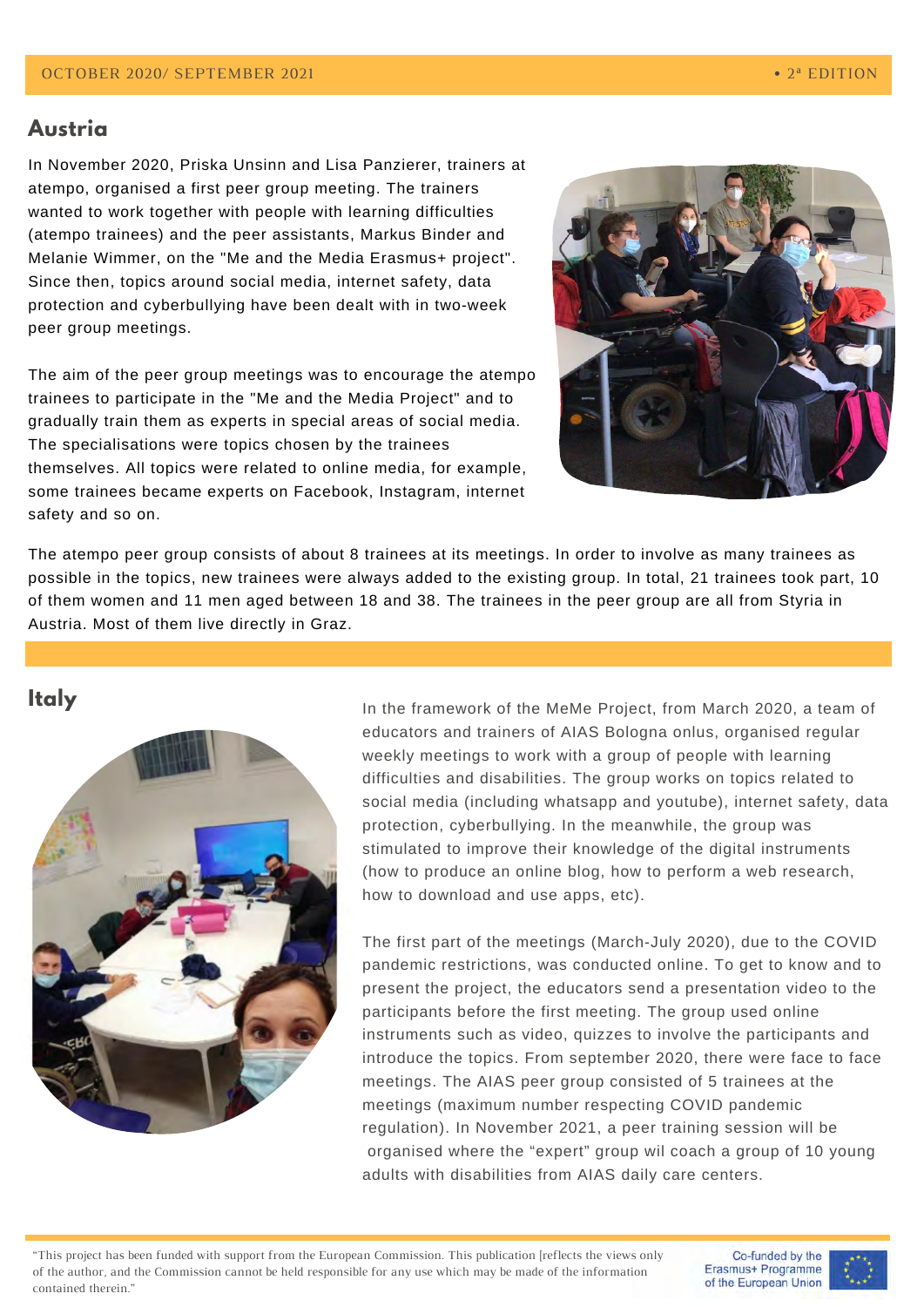## Austria

In November 2020, Priska Unsinn and Lisa Panzierer, trainers at atempo, organised a first peer group meeting. The trainers wanted to work together with people with learning difficulties (atempo trainees) and the peer assistants, Markus Binder and Melanie Wimmer, on the "Me and the Media Erasmus+ project". Since then, topics around social media, internet safety, data protection and cyberbullying have been dealt with in two-week peer group meetings.

The aim of the peer group meetings was to encourage the atempo trainees to participate in the "Me and the Media Project" and to gradually train them as experts in special areas of social media. The specialisations were topics chosen by the trainees themselves. All topics were related to online media, for example, some trainees became experts on Facebook, Instagram, internet safety and so on.

The atempo peer group consists of about 8 trainees at its meetings. In order to involve as many trainees as possible in the topics, new trainees were always added to the existing group. In total, 21 trainees took part, 10 of them women and 11 men aged between 18 and 38. The trainees in the peer group are all from Styria in Austria. Most of them live directly in Graz.

## Italy

In the framework of the MeMe Project, from March 2020, a team of educators and trainers of AIAS Bologna onlus, organised regular weekly meetings to work with a group of people with learning difficulties and disabilities. The group works on topics related to social media (including whatsapp and youtube), internet safety, data protection, cyberbullying. In the meanwhile, the group was stimulated to improve their knowledge of the digital instruments (how to produce an online blog, how to perform a web research, how to download and use apps, etc).

The first part of the meetings (March-July 2020), due to the COVID pandemic restrictions, was conducted online. To get to know and to present the project, the educators send a presentation video to the participants before the first meeting. The group used online instruments such as video, quizzes to involve the participants and introduce the topics. From september 2020, there were face to face meetings. The AIAS peer group consisted of 5 trainees at the meetings (maximum number respecting COVID pandemic regulation). In November 2021, a peer training session will be organised where the "expert" group wil coach a group of 10 young adults with disabilities from AIAS daily care centers.

"This project has been funded with support from the European Commission. This publication [reflects the views only of the author, and the Commission cannot be held responsible for any use which may be made of the information contained therein."

Co-funded by the Erasmus+ Programme of the European Union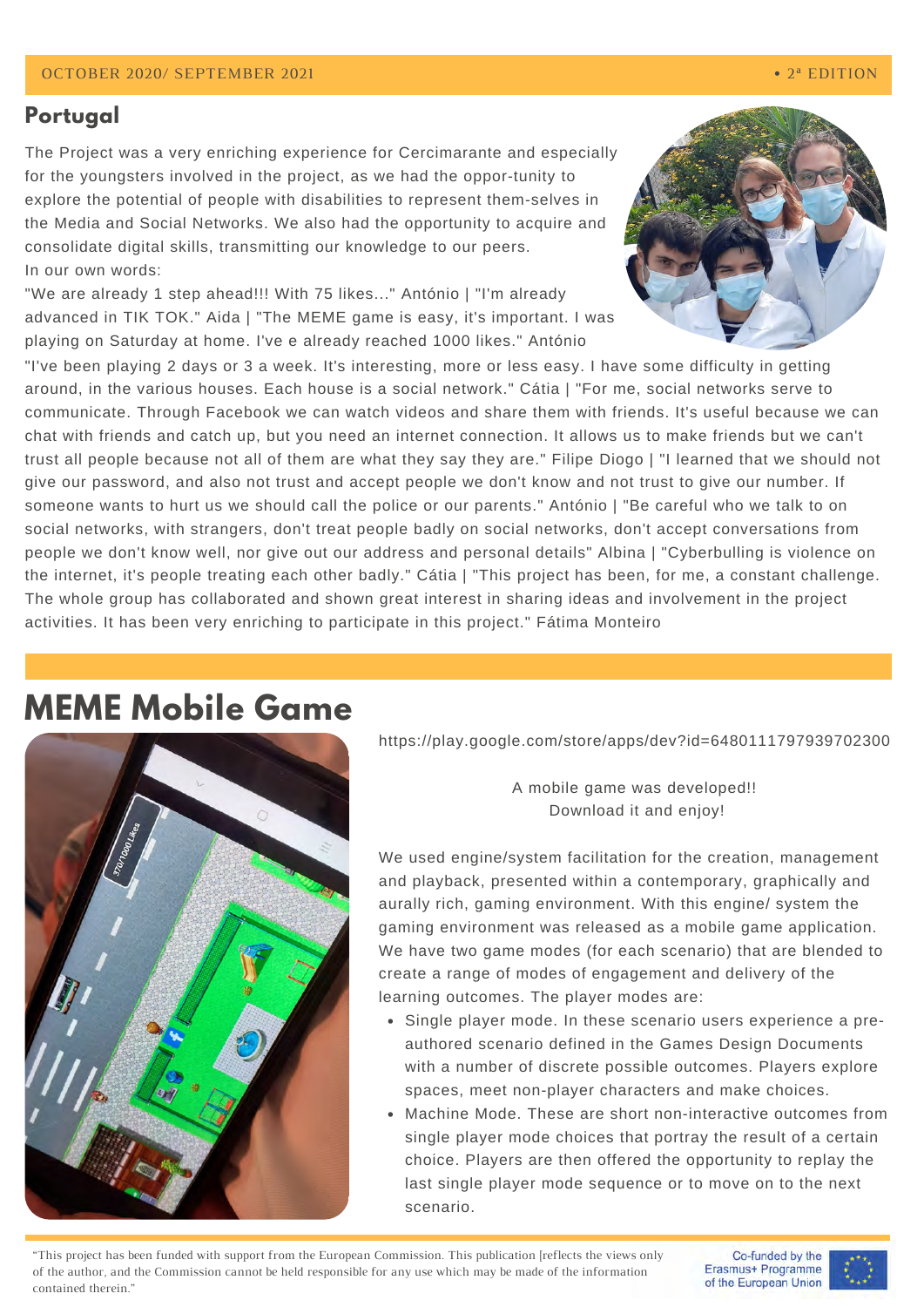## Portugal

The Project was a very enriching experience for Cercimarante and especially for the youngsters involved in the project, as we had the oppor-tunity to explore the potential of people with disabilities to represent them-selves in the Media and Social Networks. We also had the opportunity to acquire and consolidate digital skills, transmitting our knowledge to our peers.
In our own words:
"We are already 1 step ahead!!! With 75 likes..." António | "I'm already advanced in TIK TOK." Aida | "The MEME game is easy, it's important. I was playing on Saturday at home. I've e already reached 1000 likes." António "I've been playing 2 days or 3 a week. It's interesting, more or less easy. I have some difficulty in getting around, in the various houses. Each house is a social network." Cátia | "For me, social networks serve to communicate. Through Facebook we can watch videos and share them with friends. It's useful because we can chat with friends and catch up, but you need an internet connection. It allows us to make friends but we can't trust all people because not all of them are what they say they are." Filipe Diogo | "I learned that we should not give our password, and also not trust and accept people we don't know and not trust to give our number. If someone wants to hurt us we should call the police or our parents." António | "Be careful who we talk to on social networks, with strangers, don't treat people badly on social networks, don't accept conversations from people we don't know well, nor give out our address and personal details" Albina | "Cyberbulling is violence on the internet, it's people treating each other badly." Cátia | "This project has been, for me, a constant challenge. The whole group has collaborated and shown great interest in sharing ideas and involvement in the project activities. It has been very enriching to participate in this project." Fátima Monteiro

# MEME Mobile Game

https://play.google.com/store/apps/dev?id=6480111797939702300

A mobile game was developed!!
Download it and enjoy!

We used engine/system facilitation for the creation, management and playback, presented within a contemporary, graphically and aurally rich, gaming environment. With this engine/ system the gaming environment was released as a mobile game application. We have two game modes (for each scenario) that are blended to create a range of modes of engagement and delivery of the learning outcomes. The player modes are:

- Single player mode. In these scenario users experience a pre-authored scenario defined in the Games Design Documents with a number of discrete possible outcomes. Players explore spaces, meet non-player characters and make choices.
- Machine Mode. These are short non-interactive outcomes from single player mode choices that portray the result of a certain choice. Players are then offered the opportunity to replay the last single player mode sequence or to move on to the next scenario.

"This project has been funded with support from the European Commission. This publication [reflects the views only of the author, and the Commission cannot be held responsible for any use which may be made of the information contained therein."

Co-funded by the Erasmus+ Programme of the European Union